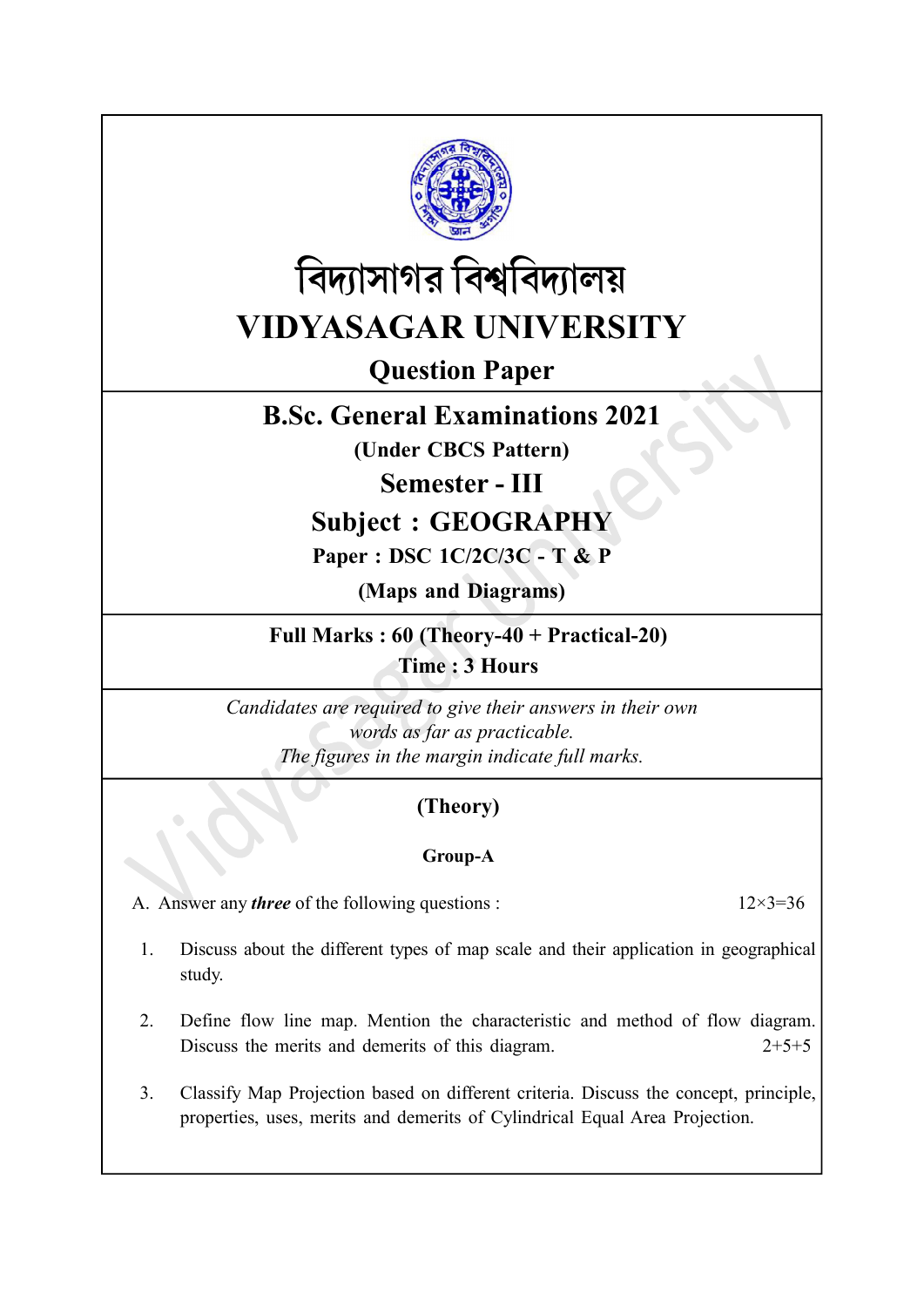# বিদ্যাসাগর বিশ্ববিদ্যালয়

# VIDYASAGAR UNIVERSITY

## Question Paper

## B.Sc. General Examinations 2021

**(Under CBCS Pattern)**

## Semester - III

## Subject : GEOGRAPHY

**Paper : DSC 1C/2C/3C - T & P**

**(Maps and Diagrams)**

**Full Marks : 60 (Theory-40 + Practical-20)**

**Time : 3 Hours**

*Candidates are required to give their answers in their own words as far as practicable.*

*The figures in the margin indicate full marks.*

### (Theory)

#### Group-A

A. Answer any ***three*** of the following questions : 12×3=36

1. Discuss about the different types of map scale and their application in geographical study.

2. Define flow line map. Mention the characteristic and method of flow diagram. Discuss the merits and demerits of this diagram. 2+5+5

3. Classify Map Projection based on different criteria. Discuss the concept, principle, properties, uses, merits and demerits of Cylindrical Equal Area Projection.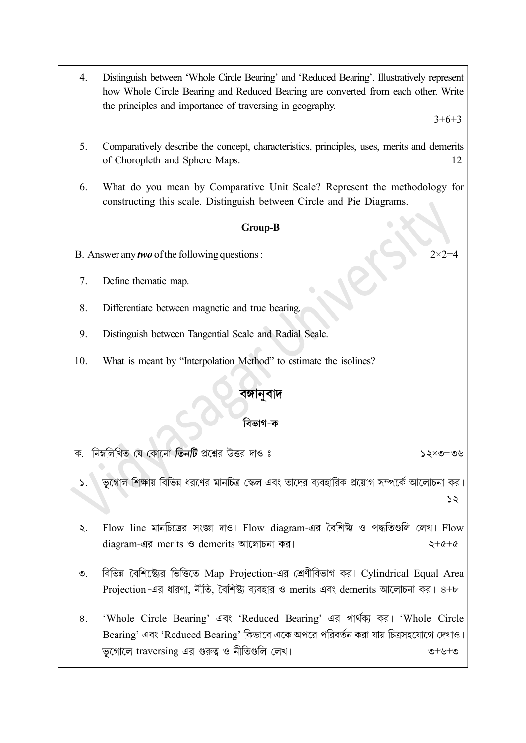4. Distinguish between 'Whole Circle Bearing' and 'Reduced Bearing'. Illustratively represent how Whole Circle Bearing and Reduced Bearing are converted from each other. Write the principles and importance of traversing in geography.

   3+6+3

5. Comparatively describe the concept, characteristics, principles, uses, merits and demerits of Choropleth and Sphere Maps. 12

6. What do you mean by Comparative Unit Scale? Represent the methodology for constructing this scale. Distinguish between Circle and Pie Diagrams.

**Group-B**

B. Answer any ***two*** of the following questions : 2×2=4

7. Define thematic map.

8. Differentiate between magnetic and true bearing.

9. Distinguish between Tangential Scale and Radial Scale.

10. What is meant by "Interpolation Method" to estimate the isolines?

## বঙ্গানুবাদ

### বিভাগ-ক

ক. নিম্নলিখিত যে কোনো ***তিনটি*** প্রশ্নের উত্তর দাও ঃ ১২×৩=৩৬

১. ভূগোল শিক্ষায় বিভিন্ন ধরণের মানচিত্র স্কেল এবং তাদের ব্যবহারিক প্রয়োগ সম্পর্কে আলোচনা কর।

   ১২

২. Flow line মানচিত্রের সংজ্ঞা দাও। Flow diagram-এর বৈশিষ্ট্য ও পদ্ধতিগুলি লেখ। Flow diagram-এর merits ও demerits আলোচনা কর। ২+৫+৫

৩. বিভিন্ন বৈশিষ্ট্যের ভিত্তিতে Map Projection-এর শ্রেণীবিভাগ কর। Cylindrical Equal Area Projection-এর ধারণা, নীতি, বৈশিষ্ট্য ব্যবহার ও merits এবং demerits আলোচনা কর। ৪+৮

৪. 'Whole Circle Bearing' এবং 'Reduced Bearing' এর পার্থক্য কর। 'Whole Circle Bearing' এবং 'Reduced Bearing' কিভাবে একে অপরে পরিবর্তন করা যায় চিত্রসহযোগে দেখাও। ভূগোলে traversing এর গুরুত্ব ও নীতিগুলি লেখ। ৩+৬+৩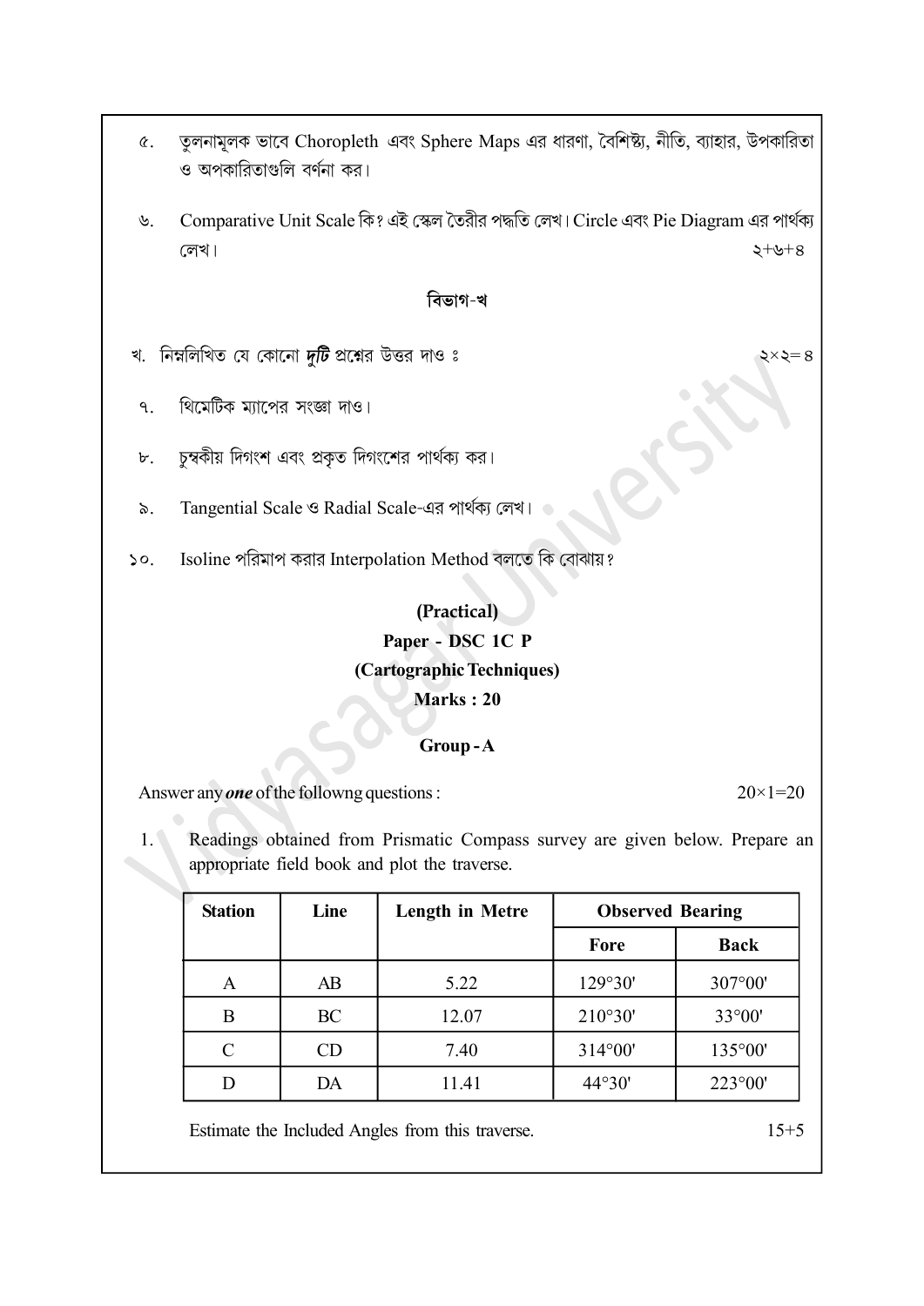৫. তুলনামূলক ভাবে Choropleth এবং Sphere Maps এর ধারণা, বৈশিষ্ট্য, নীতি, ব্যাহার, উপকারিতা ও অপকারিতাগুলি বর্ণনা কর।

৬. Comparative Unit Scale কি? এই স্কেল তৈরীর পদ্ধতি লেখ। Circle এবং Pie Diagram এর পার্থক্য লেখ। ২+৬+৪

## বিভাগ-খ

খ. নিম্নলিখিত যে কোনো ***দুটি*** প্রশ্নের উত্তর দাও ঃ ২×২= ৪

৭. থিমেটিক ম্যাপের সংজ্ঞা দাও।

৮. চুম্বকীয় দিগংশ এবং প্রকৃত দিগংশের পার্থক্য কর।

৯. Tangential Scale ও Radial Scale-এর পার্থক্য লেখ।

১০. Isoline পরিমাপ করার Interpolation Method বলতে কি বোঝায়?

**(Practical)**

**Paper - DSC 1C P**

**(Cartographic Techniques)**

**Marks : 20**

**Group - A**

Answer any ***one*** of the followng questions : 20×1=20

1. Readings obtained from Prismatic Compass survey are given below. Prepare an appropriate field book and plot the traverse.

| Station | Line | Length in Metre | Observed Bearing | |
|---|---|---|---|---|
| | | | Fore | Back |
| A | AB | 5.22 | 129°30' | 307°00' |
| B | BC | 12.07 | 210°30' | 33°00' |
| C | CD | 7.40 | 314°00' | 135°00' |
| D | DA | 11.41 | 44°30' | 223°00' |

Estimate the Included Angles from this traverse. 15+5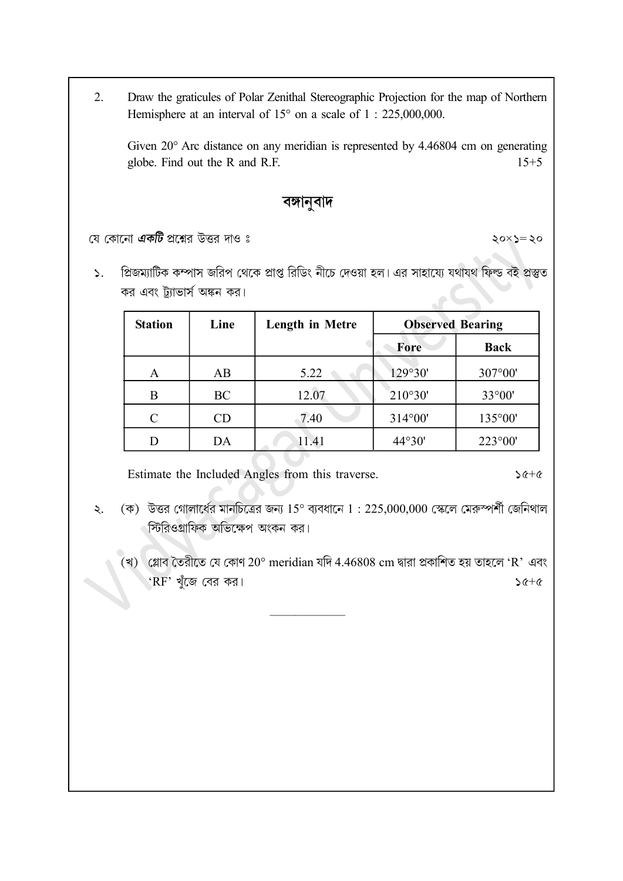2. Draw the graticules of Polar Zenithal Stereographic Projection for the map of Northern Hemisphere at an interval of 15° on a scale of 1 : 225,000,000.

   Given 20° Arc distance on any meridian is represented by 4.46804 cm on generating globe. Find out the R and R.F. 15+5

## বঙ্গানুবাদ

যে কোনো ***একটি*** প্রশ্নের উত্তর দাও ঃ ২০×১=২০

১. প্রিজম্যাটিক কম্পাস জরিপ থেকে প্রাপ্ত রিডিং নীচে দেওয়া হল। এর সাহায্যে যথাযথ ফিল্ড বই প্রস্তুত কর এবং ট্র্যাভার্স অঙ্কন কর।

| **Station** | **Line** | **Length in Metre** | **Observed Bearing** | |
|---|---|---|---|---|
| | | | **Fore** | **Back** |
| A | AB | 5.22 | 129°30' | 307°00' |
| B | BC | 12.07 | 210°30' | 33°00' |
| C | CD | 7.40 | 314°00' | 135°00' |
| D | DA | 11.41 | 44°30' | 223°00' |

Estimate the Included Angles from this traverse. ১৫+৫

২. (ক) উত্তর গোলার্ধের মানচিত্রের জন্য 15° ব্যবধানে 1 : 225,000,000 স্কেলে মেরুস্পর্শী জেনিথাল স্টিরিওগ্রাফিক অভিক্ষেপ অংকন কর।

(খ) গ্লোব তৈরীতে যে কোণ 20° meridian যদি 4.46808 cm দ্বারা প্রকাশিত হয় তাহলে 'R' এবং 'RF' খুঁজে বের কর। ১৫+৫